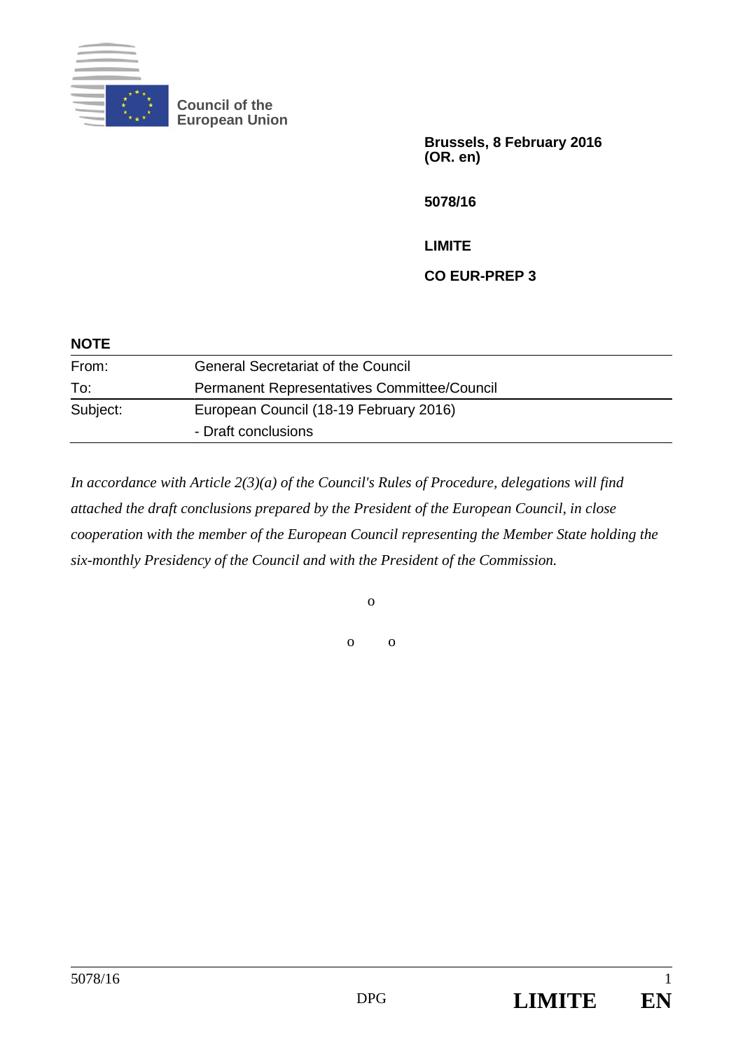Council of the European Union

**Brussels, 8 February 2016**
**(OR. en)**

**5078/16**

**LIMITE**

**CO EUR-PREP 3**

**NOTE**

| | |
|---|---|
| From: | General Secretariat of the Council |
| To: | Permanent Representatives Committee/Council |
| Subject: | European Council (18-19 February 2016)<br>- Draft conclusions |

*In accordance with Article 2(3)(a) of the Council's Rules of Procedure, delegations will find attached the draft conclusions prepared by the President of the European Council, in close cooperation with the member of the European Council representing the Member State holding the six-monthly Presidency of the Council and with the President of the Commission.*

o

o o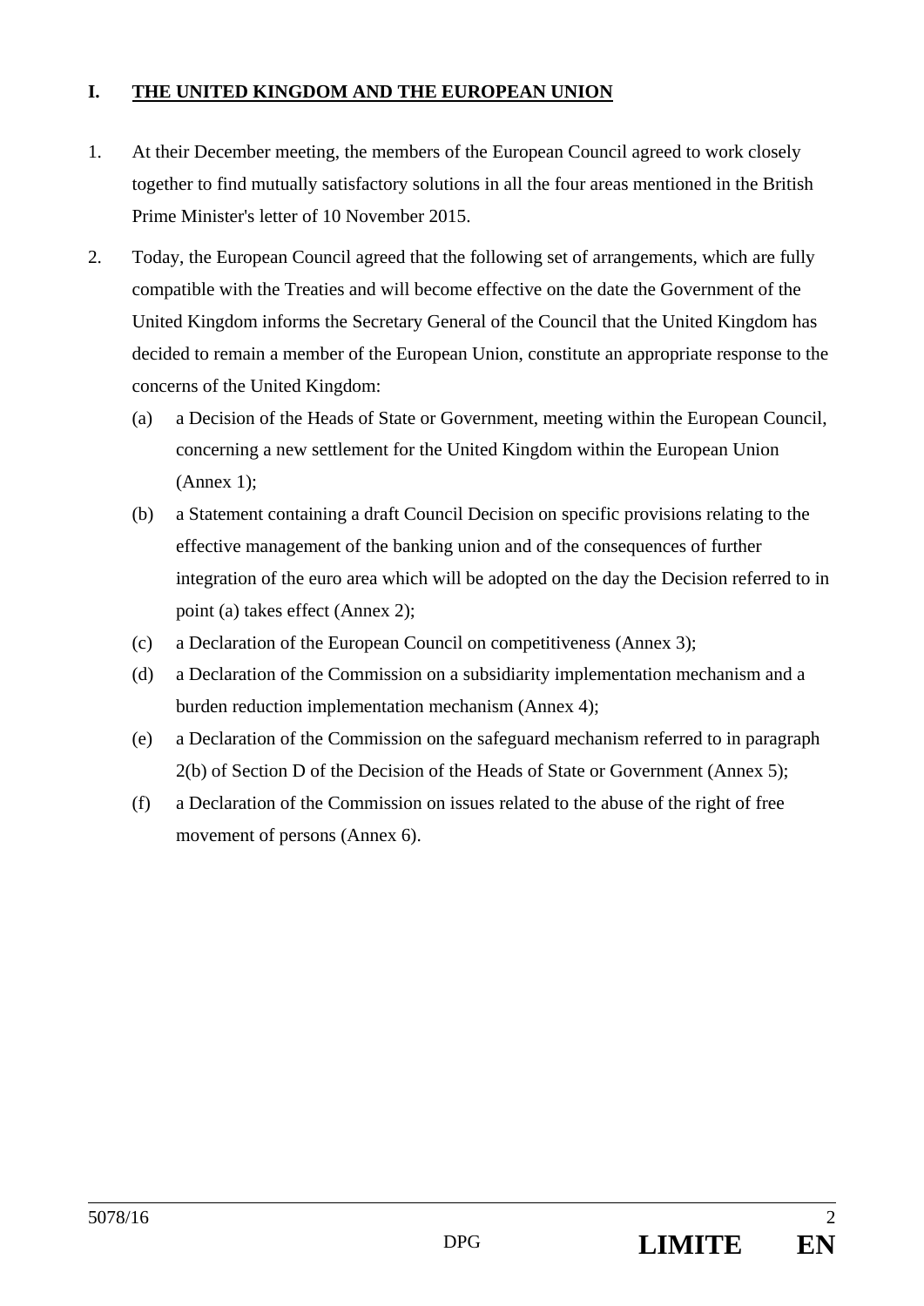## I. THE UNITED KINGDOM AND THE EUROPEAN UNION

1. At their December meeting, the members of the European Council agreed to work closely together to find mutually satisfactory solutions in all the four areas mentioned in the British Prime Minister's letter of 10 November 2015.

2. Today, the European Council agreed that the following set of arrangements, which are fully compatible with the Treaties and will become effective on the date the Government of the United Kingdom informs the Secretary General of the Council that the United Kingdom has decided to remain a member of the European Union, constitute an appropriate response to the concerns of the United Kingdom:

   (a) a Decision of the Heads of State or Government, meeting within the European Council, concerning a new settlement for the United Kingdom within the European Union (Annex 1);

   (b) a Statement containing a draft Council Decision on specific provisions relating to the effective management of the banking union and of the consequences of further integration of the euro area which will be adopted on the day the Decision referred to in point (a) takes effect (Annex 2);

   (c) a Declaration of the European Council on competitiveness (Annex 3);

   (d) a Declaration of the Commission on a subsidiarity implementation mechanism and a burden reduction implementation mechanism (Annex 4);

   (e) a Declaration of the Commission on the safeguard mechanism referred to in paragraph 2(b) of Section D of the Decision of the Heads of State or Government (Annex 5);

   (f) a Declaration of the Commission on issues related to the abuse of the right of free movement of persons (Annex 6).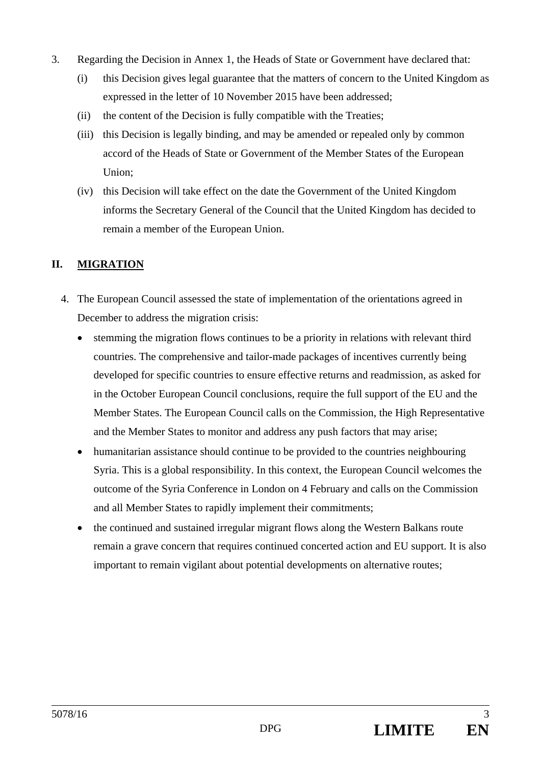3. Regarding the Decision in Annex 1, the Heads of State or Government have declared that:

   (i) this Decision gives legal guarantee that the matters of concern to the United Kingdom as expressed in the letter of 10 November 2015 have been addressed;

   (ii) the content of the Decision is fully compatible with the Treaties;

   (iii) this Decision is legally binding, and may be amended or repealed only by common accord of the Heads of State or Government of the Member States of the European Union;

   (iv) this Decision will take effect on the date the Government of the United Kingdom informs the Secretary General of the Council that the United Kingdom has decided to remain a member of the European Union.

## II. MIGRATION

4. The European Council assessed the state of implementation of the orientations agreed in December to address the migration crisis:

   - stemming the migration flows continues to be a priority in relations with relevant third countries. The comprehensive and tailor-made packages of incentives currently being developed for specific countries to ensure effective returns and readmission, as asked for in the October European Council conclusions, require the full support of the EU and the Member States. The European Council calls on the Commission, the High Representative and the Member States to monitor and address any push factors that may arise;
   - humanitarian assistance should continue to be provided to the countries neighbouring Syria. This is a global responsibility. In this context, the European Council welcomes the outcome of the Syria Conference in London on 4 February and calls on the Commission and all Member States to rapidly implement their commitments;
   - the continued and sustained irregular migrant flows along the Western Balkans route remain a grave concern that requires continued concerted action and EU support. It is also important to remain vigilant about potential developments on alternative routes;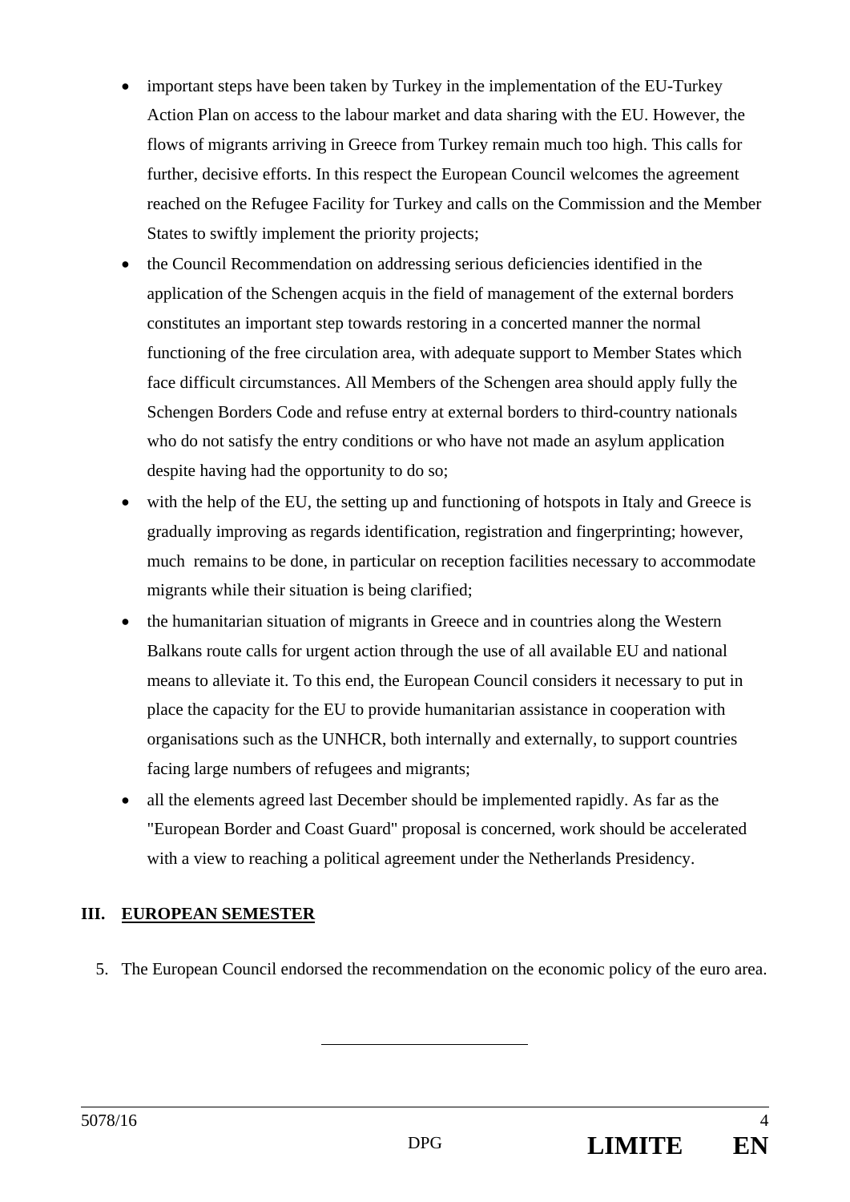- important steps have been taken by Turkey in the implementation of the EU-Turkey Action Plan on access to the labour market and data sharing with the EU. However, the flows of migrants arriving in Greece from Turkey remain much too high. This calls for further, decisive efforts. In this respect the European Council welcomes the agreement reached on the Refugee Facility for Turkey and calls on the Commission and the Member States to swiftly implement the priority projects;
- the Council Recommendation on addressing serious deficiencies identified in the application of the Schengen acquis in the field of management of the external borders constitutes an important step towards restoring in a concerted manner the normal functioning of the free circulation area, with adequate support to Member States which face difficult circumstances. All Members of the Schengen area should apply fully the Schengen Borders Code and refuse entry at external borders to third-country nationals who do not satisfy the entry conditions or who have not made an asylum application despite having had the opportunity to do so;
- with the help of the EU, the setting up and functioning of hotspots in Italy and Greece is gradually improving as regards identification, registration and fingerprinting; however, much remains to be done, in particular on reception facilities necessary to accommodate migrants while their situation is being clarified;
- the humanitarian situation of migrants in Greece and in countries along the Western Balkans route calls for urgent action through the use of all available EU and national means to alleviate it. To this end, the European Council considers it necessary to put in place the capacity for the EU to provide humanitarian assistance in cooperation with organisations such as the UNHCR, both internally and externally, to support countries facing large numbers of refugees and migrants;
- all the elements agreed last December should be implemented rapidly. As far as the "European Border and Coast Guard" proposal is concerned, work should be accelerated with a view to reaching a political agreement under the Netherlands Presidency.

## III. EUROPEAN SEMESTER

5. The European Council endorsed the recommendation on the economic policy of the euro area.